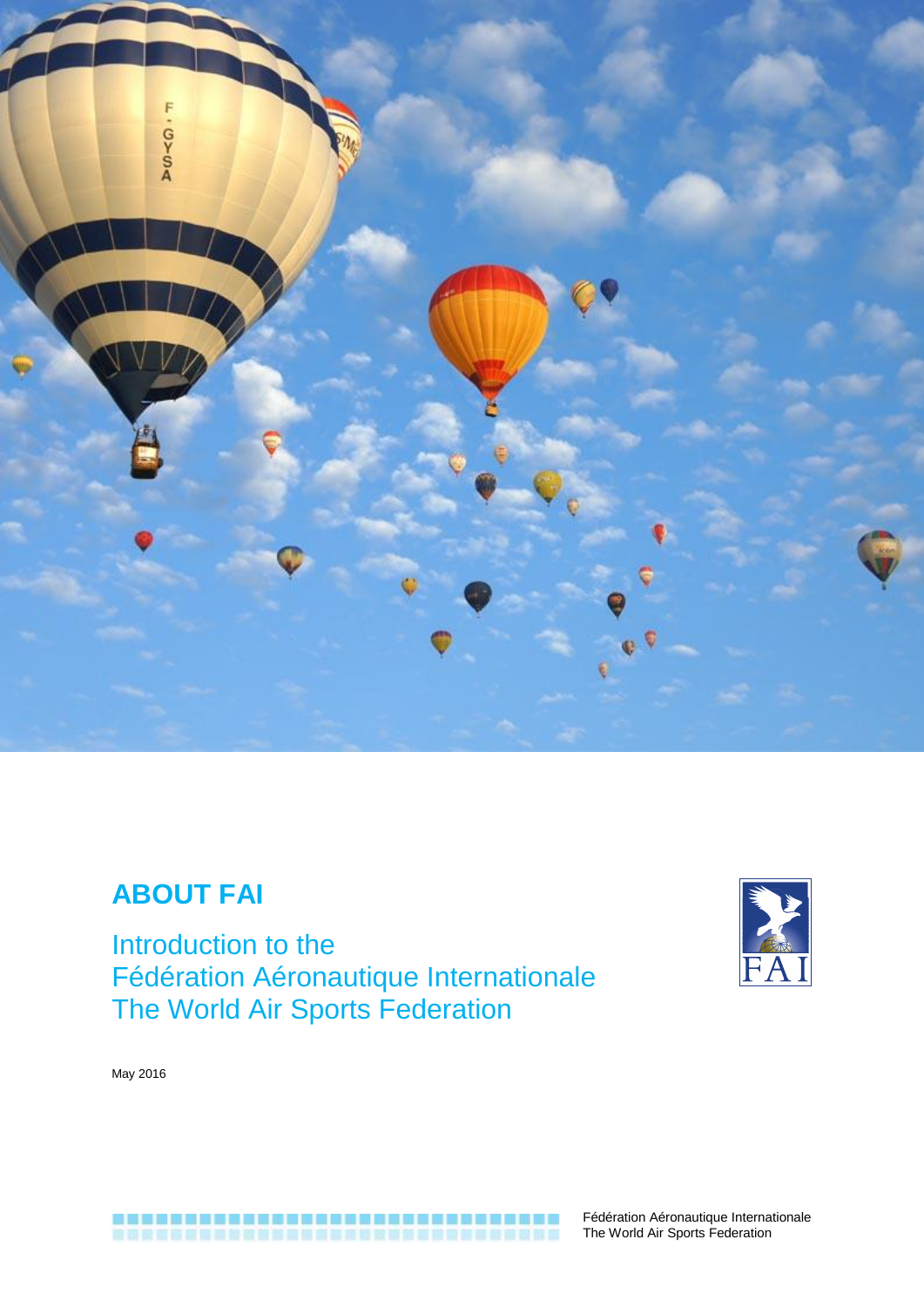# ABOUT FAI

## Introduction to the Fédération Aéronautique Internationale The World Air Sports Federation

May 2016

Fédération Aéronautique Internationale
The World Air Sports Federation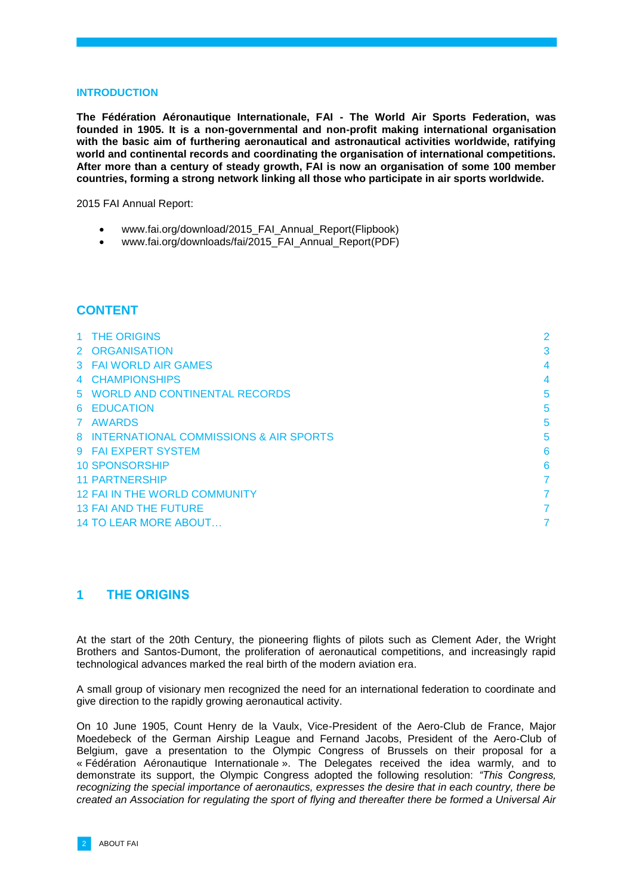## INTRODUCTION

**The Fédération Aéronautique Internationale, FAI - The World Air Sports Federation, was founded in 1905. It is a non-governmental and non-profit making international organisation with the basic aim of furthering aeronautical and astronautical activities worldwide, ratifying world and continental records and coordinating the organisation of international competitions. After more than a century of steady growth, FAI is now an organisation of some 100 member countries, forming a strong network linking all those who participate in air sports worldwide.**

2015 FAI Annual Report:

- www.fai.org/download/2015_FAI_Annual_Report(Flipbook)
- www.fai.org/downloads/fai/2015_FAI_Annual_Report(PDF)

## CONTENT

| | |
|---|---|
| 1 THE ORIGINS | 2 |
| 2 ORGANISATION | 3 |
| 3 FAI WORLD AIR GAMES | 4 |
| 4 CHAMPIONSHIPS | 4 |
| 5 WORLD AND CONTINENTAL RECORDS | 5 |
| 6 EDUCATION | 5 |
| 7 AWARDS | 5 |
| 8 INTERNATIONAL COMMISSIONS & AIR SPORTS | 5 |
| 9 FAI EXPERT SYSTEM | 6 |
| 10 SPONSORSHIP | 6 |
| 11 PARTNERSHIP | 7 |
| 12 FAI IN THE WORLD COMMUNITY | 7 |
| 13 FAI AND THE FUTURE | 7 |
| 14 TO LEAR MORE ABOUT… | 7 |

# 1 THE ORIGINS

At the start of the 20th Century, the pioneering flights of pilots such as Clement Ader, the Wright Brothers and Santos-Dumont, the proliferation of aeronautical competitions, and increasingly rapid technological advances marked the real birth of the modern aviation era.

A small group of visionary men recognized the need for an international federation to coordinate and give direction to the rapidly growing aeronautical activity.

On 10 June 1905, Count Henry de la Vaulx, Vice-President of the Aero-Club de France, Major Moedebeck of the German Airship League and Fernand Jacobs, President of the Aero-Club of Belgium, gave a presentation to the Olympic Congress of Brussels on their proposal for a « Fédération Aéronautique Internationale ». The Delegates received the idea warmly, and to demonstrate its support, the Olympic Congress adopted the following resolution: *"This Congress, recognizing the special importance of aeronautics, expresses the desire that in each country, there be created an Association for regulating the sport of flying and thereafter there be formed a Universal Air*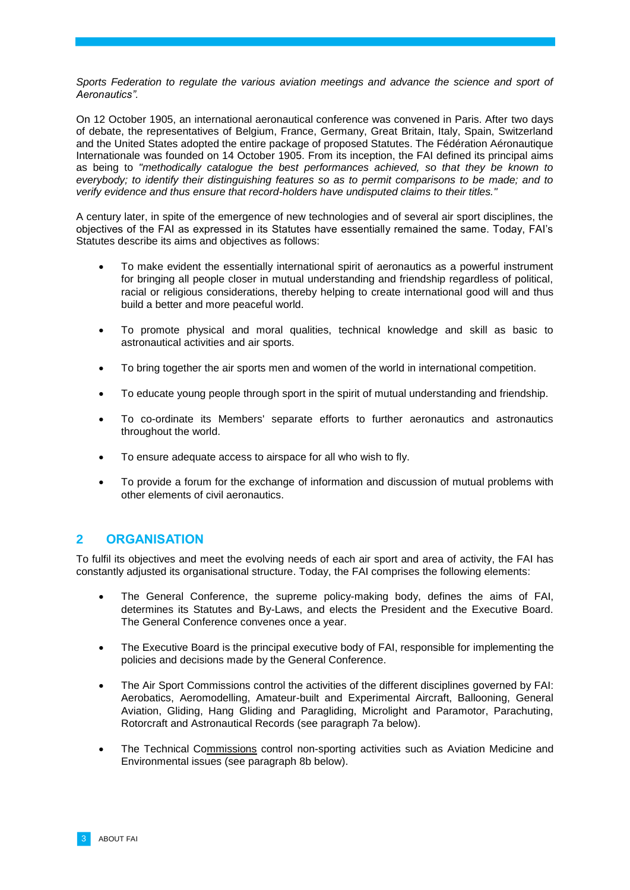*Sports Federation to regulate the various aviation meetings and advance the science and sport of Aeronautics".*

On 12 October 1905, an international aeronautical conference was convened in Paris. After two days of debate, the representatives of Belgium, France, Germany, Great Britain, Italy, Spain, Switzerland and the United States adopted the entire package of proposed Statutes. The Fédération Aéronautique Internationale was founded on 14 October 1905. From its inception, the FAI defined its principal aims as being to *"methodically catalogue the best performances achieved, so that they be known to everybody; to identify their distinguishing features so as to permit comparisons to be made; and to verify evidence and thus ensure that record-holders have undisputed claims to their titles."*

A century later, in spite of the emergence of new technologies and of several air sport disciplines, the objectives of the FAI as expressed in its Statutes have essentially remained the same. Today, FAI's Statutes describe its aims and objectives as follows:

- To make evident the essentially international spirit of aeronautics as a powerful instrument for bringing all people closer in mutual understanding and friendship regardless of political, racial or religious considerations, thereby helping to create international good will and thus build a better and more peaceful world.
- To promote physical and moral qualities, technical knowledge and skill as basic to astronautical activities and air sports.
- To bring together the air sports men and women of the world in international competition.
- To educate young people through sport in the spirit of mutual understanding and friendship.
- To co-ordinate its Members' separate efforts to further aeronautics and astronautics throughout the world.
- To ensure adequate access to airspace for all who wish to fly.
- To provide a forum for the exchange of information and discussion of mutual problems with other elements of civil aeronautics.

## 2 ORGANISATION

To fulfil its objectives and meet the evolving needs of each air sport and area of activity, the FAI has constantly adjusted its organisational structure. Today, the FAI comprises the following elements:

- The General Conference, the supreme policy-making body, defines the aims of FAI, determines its Statutes and By-Laws, and elects the President and the Executive Board. The General Conference convenes once a year.
- The Executive Board is the principal executive body of FAI, responsible for implementing the policies and decisions made by the General Conference.
- The Air Sport Commissions control the activities of the different disciplines governed by FAI: Aerobatics, Aeromodelling, Amateur-built and Experimental Aircraft, Ballooning, General Aviation, Gliding, Hang Gliding and Paragliding, Microlight and Paramotor, Parachuting, Rotorcraft and Astronautical Records (see paragraph 7a below).
- The Technical Commissions control non-sporting activities such as Aviation Medicine and Environmental issues (see paragraph 8b below).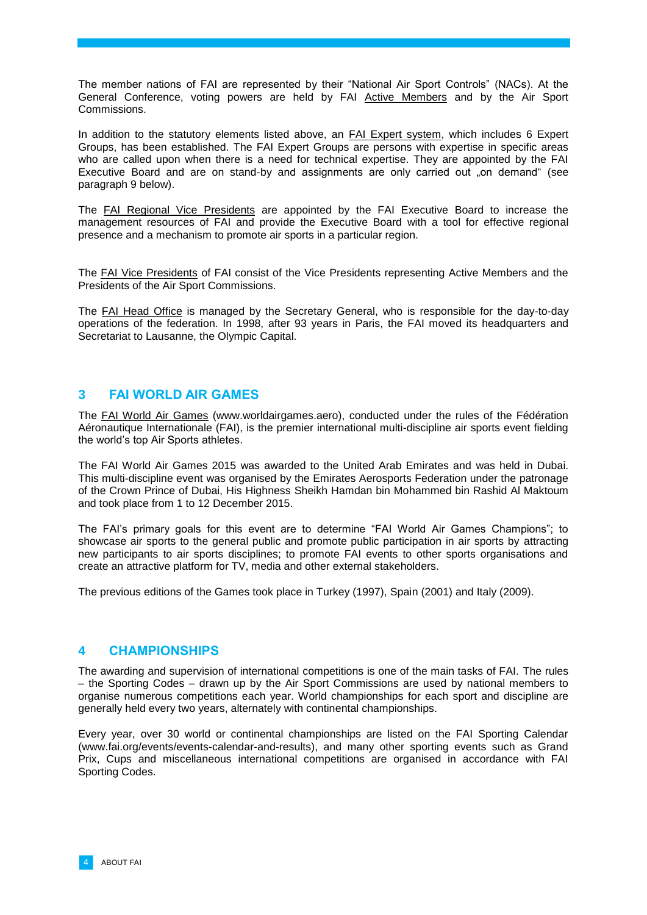The member nations of FAI are represented by their "National Air Sport Controls" (NACs). At the General Conference, voting powers are held by FAI Active Members and by the Air Sport Commissions.

In addition to the statutory elements listed above, an FAI Expert system, which includes 6 Expert Groups, has been established. The FAI Expert Groups are persons with expertise in specific areas who are called upon when there is a need for technical expertise. They are appointed by the FAI Executive Board and are on stand-by and assignments are only carried out „on demand" (see paragraph 9 below).

The FAI Regional Vice Presidents are appointed by the FAI Executive Board to increase the management resources of FAI and provide the Executive Board with a tool for effective regional presence and a mechanism to promote air sports in a particular region.

The FAI Vice Presidents of FAI consist of the Vice Presidents representing Active Members and the Presidents of the Air Sport Commissions.

The FAI Head Office is managed by the Secretary General, who is responsible for the day-to-day operations of the federation. In 1998, after 93 years in Paris, the FAI moved its headquarters and Secretariat to Lausanne, the Olympic Capital.

## 3 FAI WORLD AIR GAMES

The FAI World Air Games (www.worldairgames.aero), conducted under the rules of the Fédération Aéronautique Internationale (FAI), is the premier international multi-discipline air sports event fielding the world's top Air Sports athletes.

The FAI World Air Games 2015 was awarded to the United Arab Emirates and was held in Dubai. This multi-discipline event was organised by the Emirates Aerosports Federation under the patronage of the Crown Prince of Dubai, His Highness Sheikh Hamdan bin Mohammed bin Rashid Al Maktoum and took place from 1 to 12 December 2015.

The FAI's primary goals for this event are to determine "FAI World Air Games Champions"; to showcase air sports to the general public and promote public participation in air sports by attracting new participants to air sports disciplines; to promote FAI events to other sports organisations and create an attractive platform for TV, media and other external stakeholders.

The previous editions of the Games took place in Turkey (1997), Spain (2001) and Italy (2009).

## 4 CHAMPIONSHIPS

The awarding and supervision of international competitions is one of the main tasks of FAI. The rules – the Sporting Codes – drawn up by the Air Sport Commissions are used by national members to organise numerous competitions each year. World championships for each sport and discipline are generally held every two years, alternately with continental championships.

Every year, over 30 world or continental championships are listed on the FAI Sporting Calendar (www.fai.org/events/events-calendar-and-results), and many other sporting events such as Grand Prix, Cups and miscellaneous international competitions are organised in accordance with FAI Sporting Codes.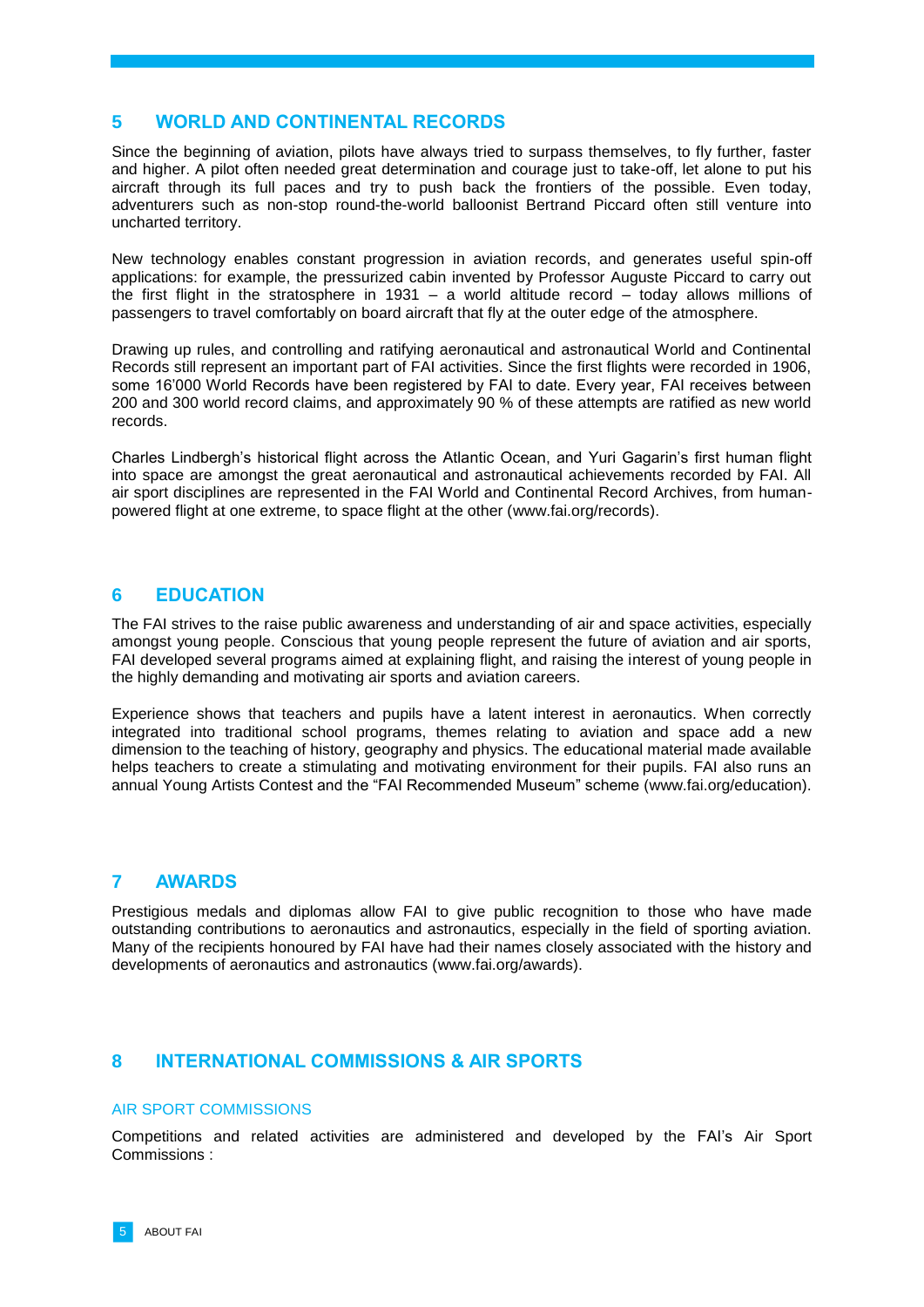## 5 WORLD AND CONTINENTAL RECORDS

Since the beginning of aviation, pilots have always tried to surpass themselves, to fly further, faster and higher. A pilot often needed great determination and courage just to take-off, let alone to put his aircraft through its full paces and try to push back the frontiers of the possible. Even today, adventurers such as non-stop round-the-world balloonist Bertrand Piccard often still venture into uncharted territory.

New technology enables constant progression in aviation records, and generates useful spin-off applications: for example, the pressurized cabin invented by Professor Auguste Piccard to carry out the first flight in the stratosphere in 1931 – a world altitude record – today allows millions of passengers to travel comfortably on board aircraft that fly at the outer edge of the atmosphere.

Drawing up rules, and controlling and ratifying aeronautical and astronautical World and Continental Records still represent an important part of FAI activities. Since the first flights were recorded in 1906, some 16'000 World Records have been registered by FAI to date. Every year, FAI receives between 200 and 300 world record claims, and approximately 90 % of these attempts are ratified as new world records.

Charles Lindbergh's historical flight across the Atlantic Ocean, and Yuri Gagarin's first human flight into space are amongst the great aeronautical and astronautical achievements recorded by FAI. All air sport disciplines are represented in the FAI World and Continental Record Archives, from human-powered flight at one extreme, to space flight at the other (www.fai.org/records).

## 6 EDUCATION

The FAI strives to the raise public awareness and understanding of air and space activities, especially amongst young people. Conscious that young people represent the future of aviation and air sports, FAI developed several programs aimed at explaining flight, and raising the interest of young people in the highly demanding and motivating air sports and aviation careers.

Experience shows that teachers and pupils have a latent interest in aeronautics. When correctly integrated into traditional school programs, themes relating to aviation and space add a new dimension to the teaching of history, geography and physics. The educational material made available helps teachers to create a stimulating and motivating environment for their pupils. FAI also runs an annual Young Artists Contest and the "FAI Recommended Museum" scheme (www.fai.org/education).

## 7 AWARDS

Prestigious medals and diplomas allow FAI to give public recognition to those who have made outstanding contributions to aeronautics and astronautics, especially in the field of sporting aviation. Many of the recipients honoured by FAI have had their names closely associated with the history and developments of aeronautics and astronautics (www.fai.org/awards).

## 8 INTERNATIONAL COMMISSIONS & AIR SPORTS

### AIR SPORT COMMISSIONS

Competitions and related activities are administered and developed by the FAI's Air Sport Commissions :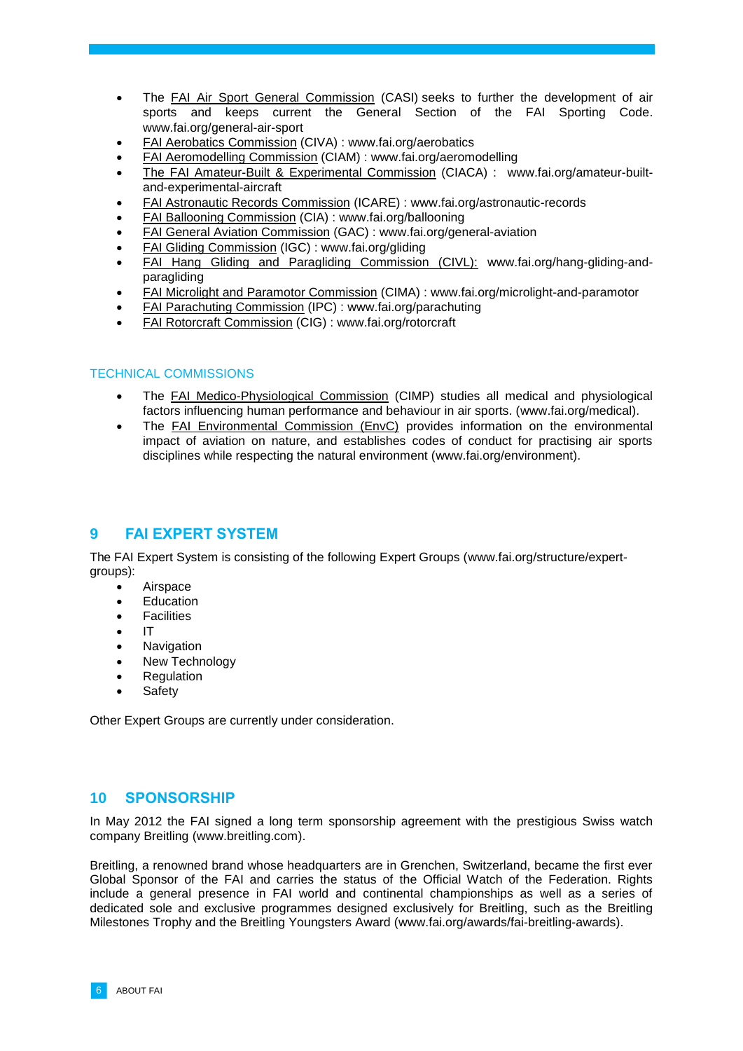- The FAI Air Sport General Commission (CASI) seeks to further the development of air sports and keeps current the General Section of the FAI Sporting Code. www.fai.org/general-air-sport
- FAI Aerobatics Commission (CIVA) : www.fai.org/aerobatics
- FAI Aeromodelling Commission (CIAM) : www.fai.org/aeromodelling
- The FAI Amateur-Built & Experimental Commission (CIACA) : www.fai.org/amateur-built-and-experimental-aircraft
- FAI Astronautic Records Commission (ICARE) : www.fai.org/astronautic-records
- FAI Ballooning Commission (CIA) : www.fai.org/ballooning
- FAI General Aviation Commission (GAC) : www.fai.org/general-aviation
- FAI Gliding Commission (IGC) : www.fai.org/gliding
- FAI Hang Gliding and Paragliding Commission (CIVL): www.fai.org/hang-gliding-and-paragliding
- FAI Microlight and Paramotor Commission (CIMA) : www.fai.org/microlight-and-paramotor
- FAI Parachuting Commission (IPC) : www.fai.org/parachuting
- FAI Rotorcraft Commission (CIG) : www.fai.org/rotorcraft

### TECHNICAL COMMISSIONS

- The FAI Medico-Physiological Commission (CIMP) studies all medical and physiological factors influencing human performance and behaviour in air sports. (www.fai.org/medical).
- The FAI Environmental Commission (EnvC) provides information on the environmental impact of aviation on nature, and establishes codes of conduct for practising air sports disciplines while respecting the natural environment (www.fai.org/environment).

## 9 FAI EXPERT SYSTEM

The FAI Expert System is consisting of the following Expert Groups (www.fai.org/structure/expert-groups):

- Airspace
- Education
- Facilities
- IT
- Navigation
- New Technology
- Regulation
- Safety

Other Expert Groups are currently under consideration.

## 10 SPONSORSHIP

In May 2012 the FAI signed a long term sponsorship agreement with the prestigious Swiss watch company Breitling (www.breitling.com).

Breitling, a renowned brand whose headquarters are in Grenchen, Switzerland, became the first ever Global Sponsor of the FAI and carries the status of the Official Watch of the Federation. Rights include a general presence in FAI world and continental championships as well as a series of dedicated sole and exclusive programmes designed exclusively for Breitling, such as the Breitling Milestones Trophy and the Breitling Youngsters Award (www.fai.org/awards/fai-breitling-awards).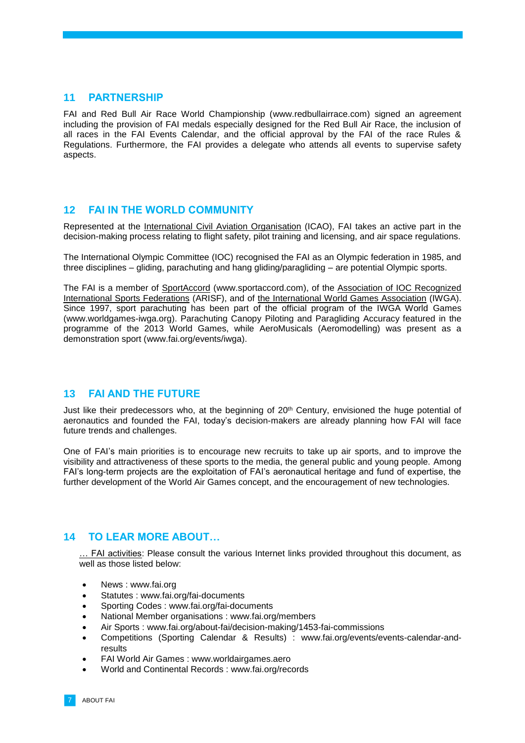## 11 PARTNERSHIP

FAI and Red Bull Air Race World Championship (www.redbullairrace.com) signed an agreement including the provision of FAI medals especially designed for the Red Bull Air Race, the inclusion of all races in the FAI Events Calendar, and the official approval by the FAI of the race Rules & Regulations. Furthermore, the FAI provides a delegate who attends all events to supervise safety aspects.

## 12 FAI IN THE WORLD COMMUNITY

Represented at the International Civil Aviation Organisation (ICAO), FAI takes an active part in the decision-making process relating to flight safety, pilot training and licensing, and air space regulations.

The International Olympic Committee (IOC) recognised the FAI as an Olympic federation in 1985, and three disciplines – gliding, parachuting and hang gliding/paragliding – are potential Olympic sports.

The FAI is a member of SportAccord (www.sportaccord.com), of the Association of IOC Recognized International Sports Federations (ARISF), and of the International World Games Association (IWGA). Since 1997, sport parachuting has been part of the official program of the IWGA World Games (www.worldgames-iwga.org). Parachuting Canopy Piloting and Paragliding Accuracy featured in the programme of the 2013 World Games, while AeroMusicals (Aeromodelling) was present as a demonstration sport (www.fai.org/events/iwga).

## 13 FAI AND THE FUTURE

Just like their predecessors who, at the beginning of 20th Century, envisioned the huge potential of aeronautics and founded the FAI, today's decision-makers are already planning how FAI will face future trends and challenges.

One of FAI's main priorities is to encourage new recruits to take up air sports, and to improve the visibility and attractiveness of these sports to the media, the general public and young people. Among FAI's long-term projects are the exploitation of FAI's aeronautical heritage and fund of expertise, the further development of the World Air Games concept, and the encouragement of new technologies.

## 14 TO LEAR MORE ABOUT…

… FAI activities: Please consult the various Internet links provided throughout this document, as well as those listed below:

- News : www.fai.org
- Statutes : www.fai.org/fai-documents
- Sporting Codes : www.fai.org/fai-documents
- National Member organisations : www.fai.org/members
- Air Sports : www.fai.org/about-fai/decision-making/1453-fai-commissions
- Competitions (Sporting Calendar & Results) : www.fai.org/events/events-calendar-and-results
- FAI World Air Games : www.worldairgames.aero
- World and Continental Records : www.fai.org/records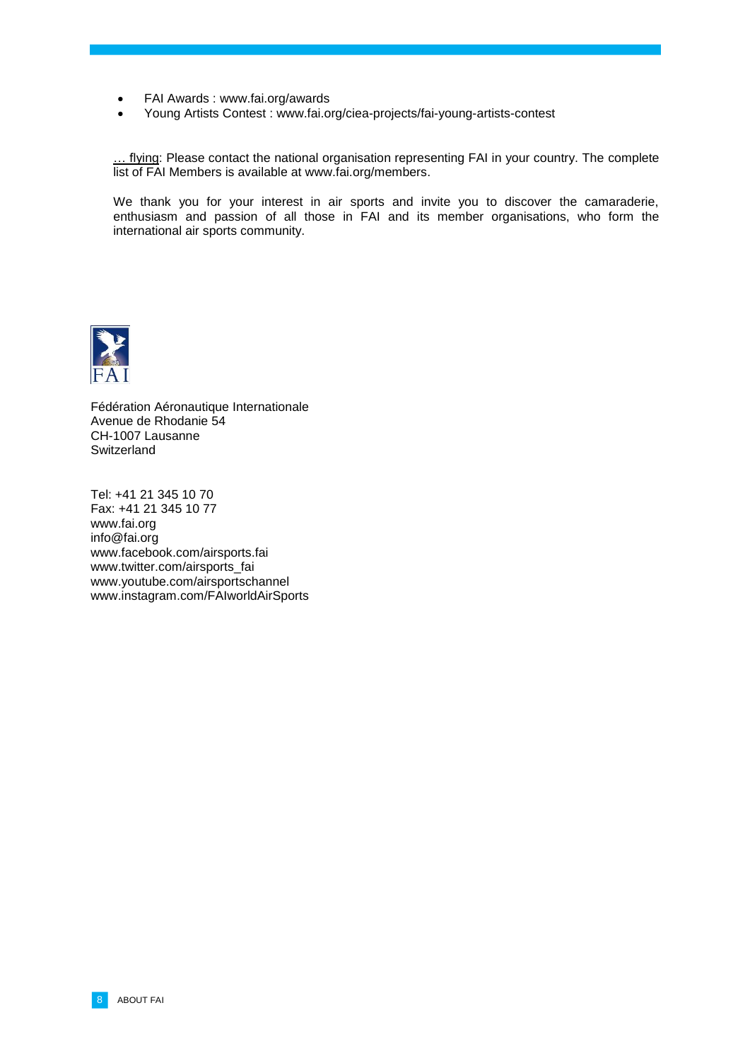- FAI Awards : www.fai.org/awards
- Young Artists Contest : www.fai.org/ciea-projects/fai-young-artists-contest

… flying: Please contact the national organisation representing FAI in your country. The complete list of FAI Members is available at www.fai.org/members.

We thank you for your interest in air sports and invite you to discover the camaraderie, enthusiasm and passion of all those in FAI and its member organisations, who form the international air sports community.

FAI

Fédération Aéronautique Internationale
Avenue de Rhodanie 54
CH-1007 Lausanne
Switzerland

Tel: +41 21 345 10 70
Fax: +41 21 345 10 77
www.fai.org
info@fai.org
www.facebook.com/airsports.fai
www.twitter.com/airsports_fai
www.youtube.com/airsportschannel
www.instagram.com/FAIworldAirSports